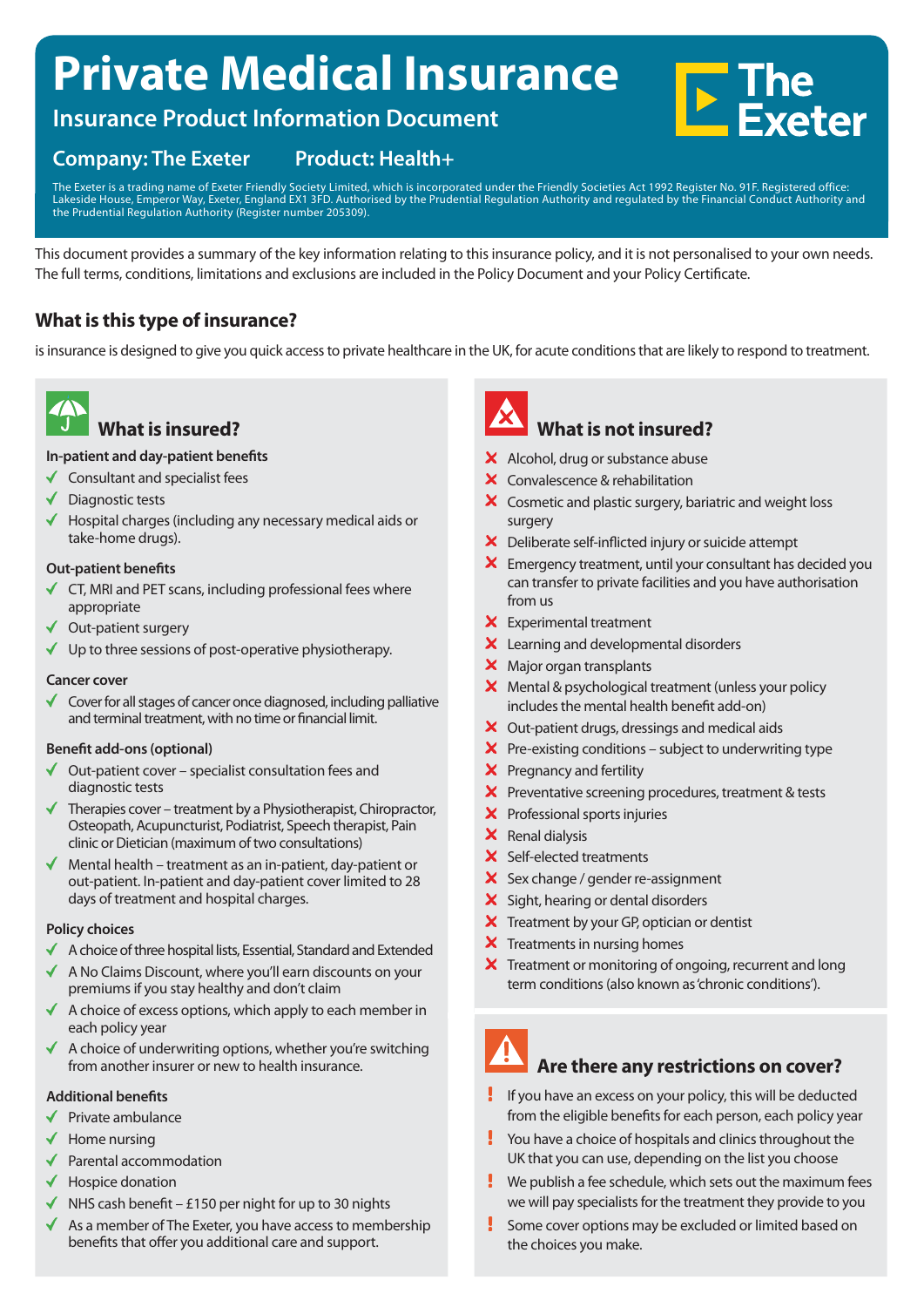# Private Medical Insurance

## Insurance Product Information Document

**Company: The Exeter** **Product: Health+**

The Exeter is a trading name of Exeter Friendly Society Limited, which is incorporated under the Friendly Societies Act 1992 Register No. 91F. Registered office: Lakeside House, Emperor Way, Exeter, England EX1 3FD. Authorised by the Prudential Regulation Authority and regulated by the Financial Conduct Authority and the Prudential Regulation Authority (Register number 205309).

This document provides a summary of the key information relating to this insurance policy, and it is not personalised to your own needs. The full terms, conditions, limitations and exclusions are included in the Policy Document and your Policy Certificate.

## What is this type of insurance?

is insurance is designed to give you quick access to private healthcare in the UK, for acute conditions that are likely to respond to treatment.

## What is insured?

**In-patient and day-patient benefits**

- ✓ Consultant and specialist fees
- ✓ Diagnostic tests
- ✓ Hospital charges (including any necessary medical aids or take-home drugs).

**Out-patient benefits**

- ✓ CT, MRI and PET scans, including professional fees where appropriate
- ✓ Out-patient surgery
- ✓ Up to three sessions of post-operative physiotherapy.

**Cancer cover**

- ✓ Cover for all stages of cancer once diagnosed, including palliative and terminal treatment, with no time or financial limit.

**Benefit add-ons (optional)**

- ✓ Out-patient cover – specialist consultation fees and diagnostic tests
- ✓ Therapies cover – treatment by a Physiotherapist, Chiropractor, Osteopath, Acupuncturist, Podiatrist, Speech therapist, Pain clinic or Dietician (maximum of two consultations)
- ✓ Mental health – treatment as an in-patient, day-patient or out-patient. In-patient and day-patient cover limited to 28 days of treatment and hospital charges.

**Policy choices**

- ✓ A choice of three hospital lists, Essential, Standard and Extended
- ✓ A No Claims Discount, where you'll earn discounts on your premiums if you stay healthy and don't claim
- ✓ A choice of excess options, which apply to each member in each policy year
- ✓ A choice of underwriting options, whether you're switching from another insurer or new to health insurance.

**Additional benefits**

- ✓ Private ambulance
- ✓ Home nursing
- ✓ Parental accommodation
- ✓ Hospice donation
- ✓ NHS cash benefit – £150 per night for up to 30 nights
- ✓ As a member of The Exeter, you have access to membership benefits that offer you additional care and support.

## What is not insured?

- ✗ Alcohol, drug or substance abuse
- ✗ Convalescence & rehabilitation
- ✗ Cosmetic and plastic surgery, bariatric and weight loss surgery
- ✗ Deliberate self-inflicted injury or suicide attempt
- ✗ Emergency treatment, until your consultant has decided you can transfer to private facilities and you have authorisation from us
- ✗ Experimental treatment
- ✗ Learning and developmental disorders
- ✗ Major organ transplants
- ✗ Mental & psychological treatment (unless your policy includes the mental health benefit add-on)
- ✗ Out-patient drugs, dressings and medical aids
- ✗ Pre-existing conditions – subject to underwriting type
- ✗ Pregnancy and fertility
- ✗ Preventative screening procedures, treatment & tests
- ✗ Professional sports injuries
- ✗ Renal dialysis
- ✗ Self-elected treatments
- ✗ Sex change / gender re-assignment
- ✗ Sight, hearing or dental disorders
- ✗ Treatment by your GP, optician or dentist
- ✗ Treatments in nursing homes
- ✗ Treatment or monitoring of ongoing, recurrent and long term conditions (also known as 'chronic conditions').

## Are there any restrictions on cover?

- ! If you have an excess on your policy, this will be deducted from the eligible benefits for each person, each policy year
- ! You have a choice of hospitals and clinics throughout the UK that you can use, depending on the list you choose
- ! We publish a fee schedule, which sets out the maximum fees we will pay specialists for the treatment they provide to you
- ! Some cover options may be excluded or limited based on the choices you make.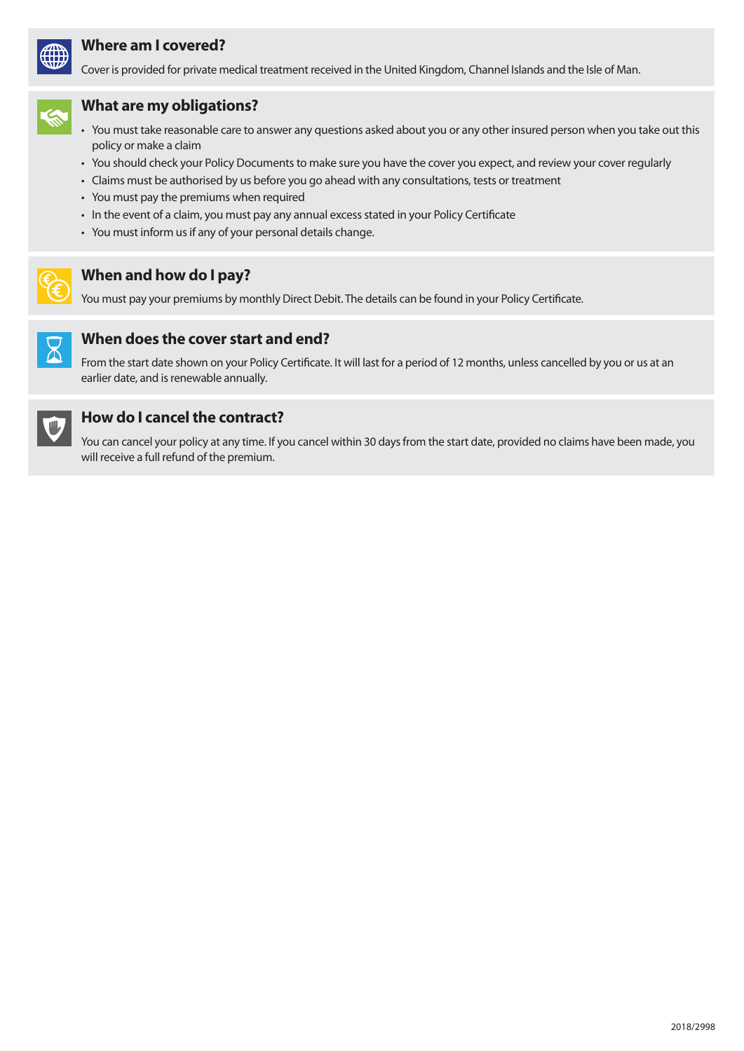## Where am I covered?

Cover is provided for private medical treatment received in the United Kingdom, Channel Islands and the Isle of Man.

## What are my obligations?

- You must take reasonable care to answer any questions asked about you or any other insured person when you take out this policy or make a claim
- You should check your Policy Documents to make sure you have the cover you expect, and review your cover regularly
- Claims must be authorised by us before you go ahead with any consultations, tests or treatment
- You must pay the premiums when required
- In the event of a claim, you must pay any annual excess stated in your Policy Certificate
- You must inform us if any of your personal details change.

## When and how do I pay?

You must pay your premiums by monthly Direct Debit. The details can be found in your Policy Certificate.

## When does the cover start and end?

From the start date shown on your Policy Certificate. It will last for a period of 12 months, unless cancelled by you or us at an earlier date, and is renewable annually.

## How do I cancel the contract?

You can cancel your policy at any time. If you cancel within 30 days from the start date, provided no claims have been made, you will receive a full refund of the premium.

2018/2998